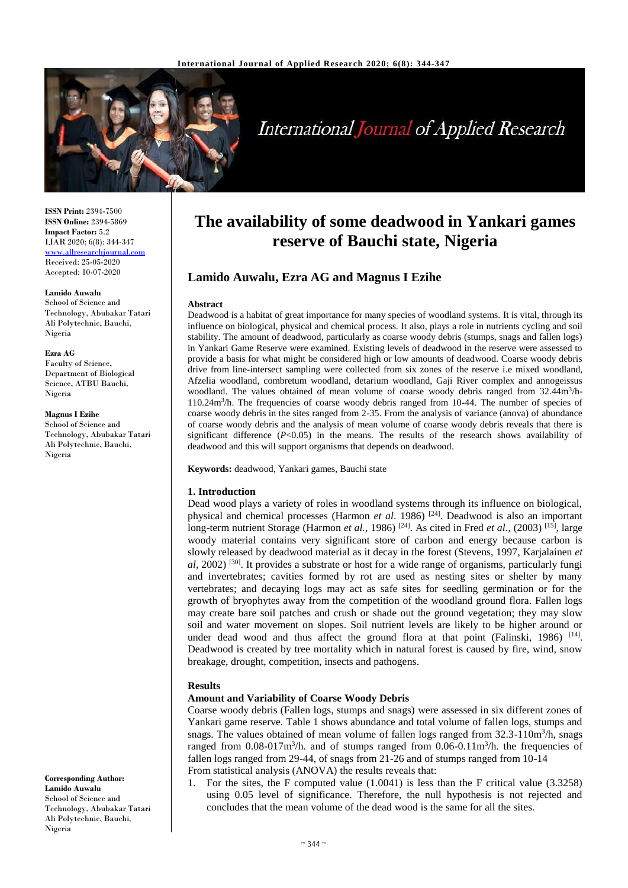# The availability of some deadwood in Yankari games reserve of Bauchi state, Nigeria

**ISSN Print:** 2394-7500
**ISSN Online:** 2394-5869
**Impact Factor:** 5.2
IJAR 2020; 6(8): 344-347
www.allresearchjournal.com
Received: 25-05-2020
Accepted: 10-07-2020

**Lamido Auwalu, Ezra AG and Magnus I Ezihe**

**Lamido Auwalu**
School of Science and Technology, Abubakar Tatari Ali Polytechnic, Bauchi, Nigeria

**Ezra AG**
Faculty of Science, Department of Biological Science, ATBU Bauchi, Nigeria

**Magnus I Ezihe**
School of Science and Technology, Abubakar Tatari Ali Polytechnic, Bauchi, Nigeria

**Corresponding Author:**
**Lamido Auwalu**
School of Science and Technology, Abubakar Tatari Ali Polytechnic, Bauchi, Nigeria

**Abstract**

Deadwood is a habitat of great importance for many species of woodland systems. It is vital, through its influence on biological, physical and chemical process. It also, plays a role in nutrients cycling and soil stability. The amount of deadwood, particularly as coarse woody debris (stumps, snags and fallen logs) in Yankari Game Reserve were examined. Existing levels of deadwood in the reserve were assessed to provide a basis for what might be considered high or low amounts of deadwood. Coarse woody debris drive from line-intersect sampling were collected from six zones of the reserve i.e mixed woodland, Afzelia woodland, combretum woodland, detarium woodland, Gaji River complex and annogeissus woodland. The values obtained of mean volume of coarse woody debris ranged from 32.44m$^3$/h-110.24m$^3$/h. The frequencies of coarse woody debris ranged from 10-44. The number of species of coarse woody debris in the sites ranged from 2-35. From the analysis of variance (anova) of abundance of coarse woody debris and the analysis of mean volume of coarse woody debris reveals that there is significant difference ($P<0.05$) in the means. The results of the research shows availability of deadwood and this will support organisms that depends on deadwood.

**Keywords:** deadwood, Yankari games, Bauchi state

## 1. Introduction

Dead wood plays a variety of roles in woodland systems through its influence on biological, physical and chemical processes (Harmon *et al*. 1986) [24]. Deadwood is also an important long-term nutrient Storage (Harmon *et al.*, 1986) [24]. As cited in Fred *et al.*, (2003) [15], large woody material contains very significant store of carbon and energy because carbon is slowly released by deadwood material as it decay in the forest (Stevens, 1997, Karjalainen *et al*, 2002) [30]. It provides a substrate or host for a wide range of organisms, particularly fungi and invertebrates; cavities formed by rot are used as nesting sites or shelter by many vertebrates; and decaying logs may act as safe sites for seedling germination or for the growth of bryophytes away from the competition of the woodland ground flora. Fallen logs may create bare soil patches and crush or shade out the ground vegetation; they may slow soil and water movement on slopes. Soil nutrient levels are likely to be higher around or under dead wood and thus affect the ground flora at that point (Falinski, 1986) [14]. Deadwood is created by tree mortality which in natural forest is caused by fire, wind, snow breakage, drought, competition, insects and pathogens.

## Results

### Amount and Variability of Coarse Woody Debris

Coarse woody debris (Fallen logs, stumps and snags) were assessed in six different zones of Yankari game reserve. Table 1 shows abundance and total volume of fallen logs, stumps and snags. The values obtained of mean volume of fallen logs ranged from 32.3-110m$^3$/h, snags ranged from 0.08-017m$^3$/h. and of stumps ranged from 0.06-0.11m$^3$/h. the frequencies of fallen logs ranged from 29-44, of snags from 21-26 and of stumps ranged from 10-14

From statistical analysis (ANOVA) the results reveals that:

1. For the sites, the F computed value (1.0041) is less than the F critical value (3.3258) using 0.05 level of significance. Therefore, the null hypothesis is not rejected and concludes that the mean volume of the dead wood is the same for all the sites.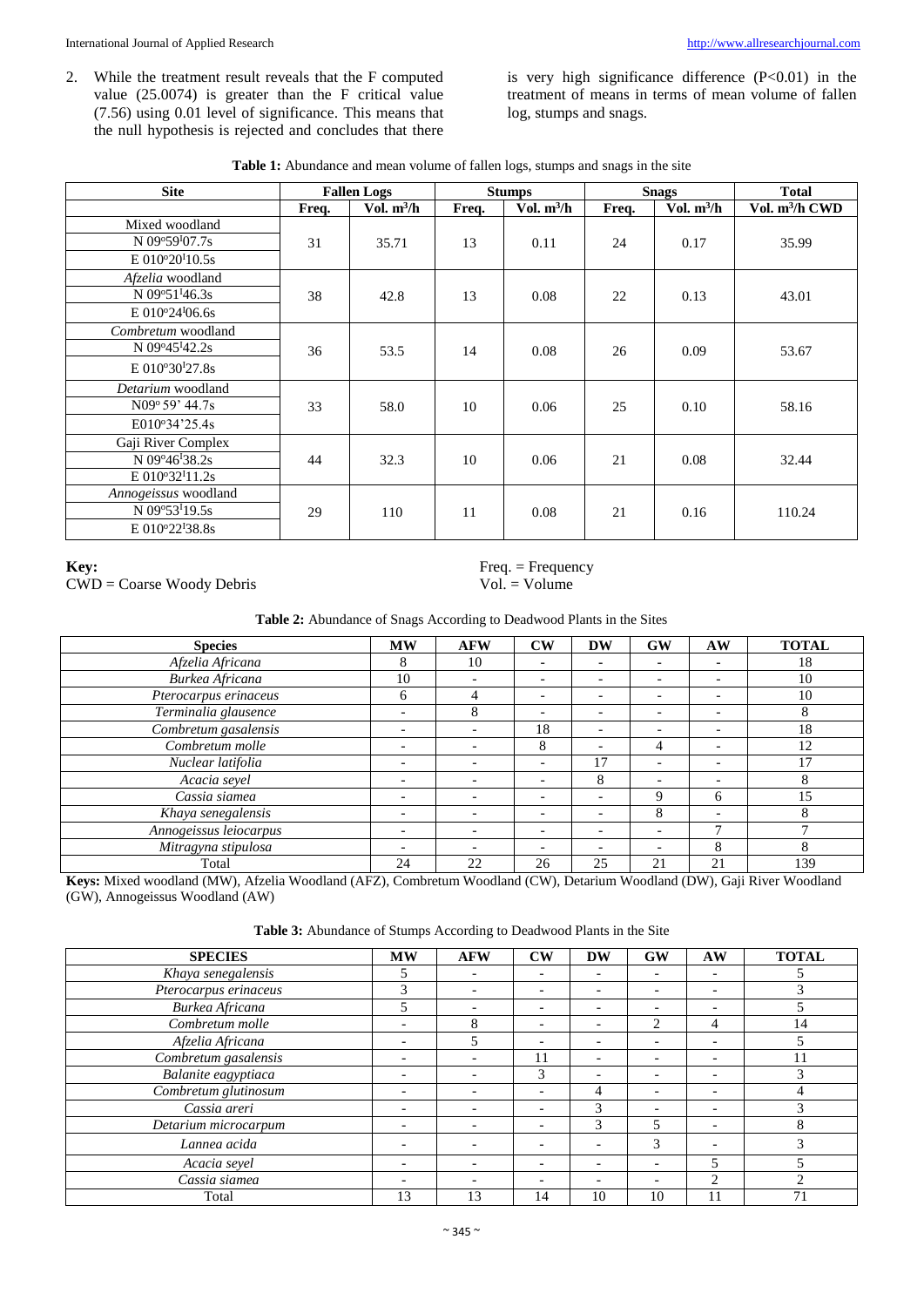2. While the treatment result reveals that the F computed value (25.0074) is greater than the F critical value (7.56) using 0.01 level of significance. This means that the null hypothesis is rejected and concludes that there is very high significance difference ($P<0.01$) in the treatment of means in terms of mean volume of fallen log, stumps and snags.

**Table 1:** Abundance and mean volume of fallen logs, stumps and snags in the site

| Site | Fallen Logs | | Stumps | | Snags | | Total |
|---|---|---|---|---|---|---|---|
| | Freq. | Vol. $m^3/h$ | Freq. | Vol. $m^3/h$ | Freq. | Vol. $m^3/h$ | Vol. $m^3/h$ CWD |
| Mixed woodland N 09°59ˡ07.7s E 010°20ˡ10.5s | 31 | 35.71 | 13 | 0.11 | 24 | 0.17 | 35.99 |
| *Afzelia* woodland N 09°51ˡ46.3s E 010°24ˡ06.6s | 38 | 42.8 | 13 | 0.08 | 22 | 0.13 | 43.01 |
| *Combretum* woodland N 09°45ˡ42.2s E 010°30ˡ27.8s | 36 | 53.5 | 14 | 0.08 | 26 | 0.09 | 53.67 |
| *Detarium* woodland N09° 59' 44.7s E010°34'25.4s | 33 | 58.0 | 10 | 0.06 | 25 | 0.10 | 58.16 |
| Gaji River Complex N 09°46ˡ38.2s E 010°32ˡ11.2s | 44 | 32.3 | 10 | 0.06 | 21 | 0.08 | 32.44 |
| *Annogeissus* woodland N 09°53ˡ19.5s E 010°22ˡ38.8s | 29 | 110 | 11 | 0.08 | 21 | 0.16 | 110.24 |

**Key:**
CWD = Coarse Woody Debris
Freq. = Frequency
Vol. = Volume

**Table 2:** Abundance of Snags According to Deadwood Plants in the Sites

| Species | MW | AFW | CW | DW | GW | AW | TOTAL |
|---|---|---|---|---|---|---|---|
| *Afzelia Africana* | 8 | 10 | - | - | - | - | 18 |
| *Burkea Africana* | 10 | - | - | - | - | - | 10 |
| *Pterocarpus erinaceus* | 6 | 4 | - | - | - | - | 10 |
| *Terminalia glausence* | - | 8 | - | - | - | - | 8 |
| *Combretum gasalensis* | - | - | 18 | - | - | - | 18 |
| *Combretum molle* | - | - | 8 | - | 4 | - | 12 |
| *Nuclear latifolia* | - | - | - | 17 | - | - | 17 |
| *Acacia seyel* | - | - | - | 8 | - | - | 8 |
| *Cassia siamea* | - | - | - | - | 9 | 6 | 15 |
| *Khaya senegalensis* | - | - | - | - | 8 | - | 8 |
| *Annogeissus leiocarpus* | - | - | - | - | - | 7 | 7 |
| *Mitragyna stipulosa* | - | - | - | - | - | 8 | 8 |
| Total | 24 | 22 | 26 | 25 | 21 | 21 | 139 |

**Keys:** Mixed woodland (MW), Afzelia Woodland (AFZ), Combretum Woodland (CW), Detarium Woodland (DW), Gaji River Woodland (GW), Annogeissus Woodland (AW)

**Table 3:** Abundance of Stumps According to Deadwood Plants in the Site

| SPECIES | MW | AFW | CW | DW | GW | AW | TOTAL |
|---|---|---|---|---|---|---|---|
| *Khaya senegalensis* | 5 | - | - | - | - | - | 5 |
| *Pterocarpus erinaceus* | 3 | - | - | - | - | - | 3 |
| *Burkea Africana* | 5 | - | - | - | - | - | 5 |
| *Combretum molle* | - | 8 | - | - | 2 | 4 | 14 |
| *Afzelia Africana* | - | 5 | - | - | - | - | 5 |
| *Combretum gasalensis* | - | - | 11 | - | - | - | 11 |
| *Balanite eagyptiaca* | - | - | 3 | - | - | - | 3 |
| *Combretum glutinosum* | - | - | - | 4 | - | - | 4 |
| *Cassia areri* | - | - | - | 3 | - | - | 3 |
| *Detarium microcarpum* | - | - | - | 3 | 5 | - | 8 |
| *Lannea acida* | - | - | - | - | 3 | - | 3 |
| *Acacia seyel* | - | - | - | - | - | 5 | 5 |
| *Cassia siamea* | - | - | - | - | - | 2 | 2 |
| Total | 13 | 13 | 14 | 10 | 10 | 11 | 71 |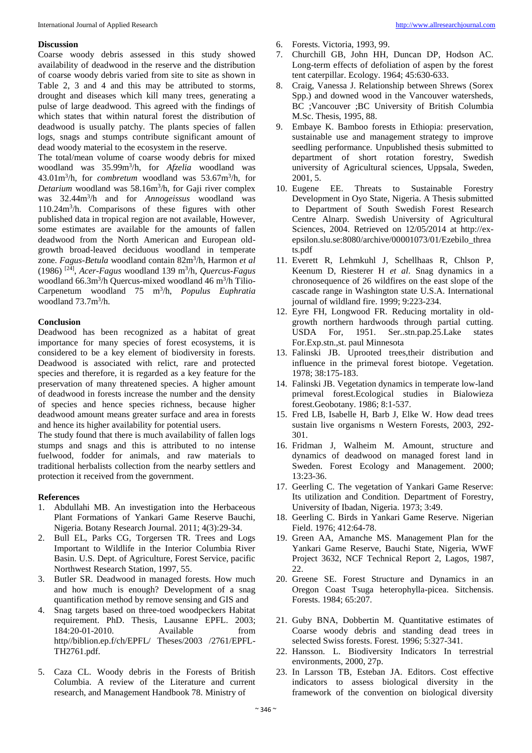## Discussion

Coarse woody debris assessed in this study showed availability of deadwood in the reserve and the distribution of coarse woody debris varied from site to site as shown in Table 2, 3 and 4 and this may be attributed to storms, drought and diseases which kill many trees, generating a pulse of large deadwood. This agreed with the findings of which states that within natural forest the distribution of deadwood is usually patchy. The plants species of fallen logs, snags and stumps contribute significant amount of dead woody material to the ecosystem in the reserve.

The total/mean volume of coarse woody debris for mixed woodland was 35.99m$^3$/h, for *Afzelia* woodland was 43.01m$^3$/h, for *combretum* woodland was 53.67m$^3$/h, for *Detarium* woodland was 58.16m$^3$/h, for Gaji river complex was 32.44m$^3$/h and for *Annogeissus* woodland was 110.24m$^3$/h. Comparisons of these figures with other published data in tropical region are not available, However, some estimates are available for the amounts of fallen deadwood from the North American and European old-growth broad-leaved deciduous woodland in temperate zone. *Fagus-Betula* woodland contain 82m$^3$/h, Harmon *et al* (1986) [24], *Acer-Fagus* woodland 139 m$^3$/h, *Quercus-Fagus* woodland 66.3m$^3$/h Quercus-mixed woodland 46 m$^3$/h Tilio-Carpenetum woodland 75 m$^3$/h, *Populus Euphratia* woodland 73.7m$^3$/h.

## Conclusion

Deadwood has been recognized as a habitat of great importance for many species of forest ecosystems, it is considered to be a key element of biodiversity in forests. Deadwood is associated with relict, rare and protected species and therefore, it is regarded as a key feature for the preservation of many threatened species. A higher amount of deadwood in forests increase the number and the density of species and hence species richness, because higher deadwood amount means greater surface and area in forests and hence its higher availability for potential users.

The study found that there is much availability of fallen logs stumps and snags and this is attributed to no intense fuelwood, fodder for animals, and raw materials to traditional herbalists collection from the nearby settlers and protection it received from the government.

## References

1. Abdullahi MB. An investigation into the Herbaceous Plant Formations of Yankari Game Reserve Bauchi, Nigeria. Botany Research Journal. 2011; 4(3):29-34.
2. Bull EL, Parks CG, Torgersen TR. Trees and Logs Important to Wildlife in the Interior Columbia River Basin. U.S. Dept. of Agriculture, Forest Service, pacific Northwest Research Station, 1997, 55.
3. Butler SR. Deadwood in managed forests. How much and how much is enough? Development of a snag quantification method by remove sensing and GIS and
4. Snag targets based on three-toed woodpeckers Habitat requirement. PhD. Thesis, Lausanne EPFL. 2003; 184:20-01-2010. Available from http//biblion.ep.f/ch/EPFL/ Theses/2003 /2761/EPFL-TH2761.pdf.
5. Caza CL. Woody debris in the Forests of British Columbia. A review of the Literature and current research, and Management Handbook 78. Ministry of
6. Forests. Victoria, 1993, 99.
7. Churchill GB, John HH, Duncan DP, Hodson AC. Long-term effects of defoliation of aspen by the forest tent caterpillar. Ecology. 1964; 45:630-633.
8. Craig, Vanessa J. Relationship between Shrews (Sorex Spp.) and downed wood in the Vancouver watersheds, BC ;Vancouver ;BC University of British Columbia M.Sc. Thesis, 1995, 88.
9. Embaye K. Bamboo forests in Ethiopia: preservation, sustainable use and management strategy to improve seedling performance. Unpublished thesis submitted to department of short rotation forestry, Swedish university of Agricultural sciences, Uppsala, Sweden, 2001, 5.
10. Eugene EE. Threats to Sustainable Forestry Development in Oyo State, Nigeria. A Thesis submitted to Department of South Swedish Forest Research Centre Alnarp. Swedish University of Agricultural Sciences, 2004. Retrieved on 12/05/2014 at http://ex-epsilon.slu.se:8080/archive/00001073/01/Ezebilo_threats.pdf
11. Everett R, Lehmkuhl J, Schellhaas R, Chlson P, Keenum D, Riesterer H *et al*. Snag dynamics in a chronosequence of 26 wildfires on the east slope of the cascade range in Washington state U.S.A. International journal of wildland fire. 1999; 9:223-234.
12. Eyre FH, Longwood FR. Reducing mortality in old-growth northern hardwoods through partial cutting. USDA For, 1951. Ser..stn.pap.25.Lake states For.Exp.stn.,st. paul Minnesota
13. Falinski JB. Uprooted trees,their distribution and influence in the primeval forest biotope. Vegetation. 1978; 38:175-183.
14. Falinski JB. Vegetation dynamics in temperate low-land primeval forest.Ecological studies in Bialowieza forest.Geobotany. 1986; 8:1-537.
15. Fred LB, Isabelle H, Barb J, Elke W. How dead trees sustain live organisms n Western Forests, 2003, 292-301.
16. Fridman J, Walheim M. Amount, structure and dynamics of deadwood on managed forest land in Sweden. Forest Ecology and Management. 2000; 13:23-36.
17. Geerling C. The vegetation of Yankari Game Reserve: Its utilization and Condition. Department of Forestry, University of Ibadan, Nigeria. 1973; 3:49.
18. Geerling C. Birds in Yankari Game Reserve. Nigerian Field. 1976; 412:64-78.
19. Green AA, Amanche MS. Management Plan for the Yankari Game Reserve, Bauchi State, Nigeria, WWF Project 3632, NCF Technical Report 2, Lagos, 1987, 22.
20. Greene SE. Forest Structure and Dynamics in an Oregon Coast Tsuga heterophylla-picea. Sitchensis. Forests. 1984; 65:207.
21. Guby BNA, Dobbertin M. Quantitative estimates of Coarse woody debris and standing dead trees in selected Swiss forests. Forest. 1996; 5:327-341.
22. Hansson. L. Biodiversity Indicators In terrestrial environments, 2000, 27p.
23. In Larsson TB, Esteban JA. Editors. Cost effective indicators to assess biological diversity in the framework of the convention on biological diversity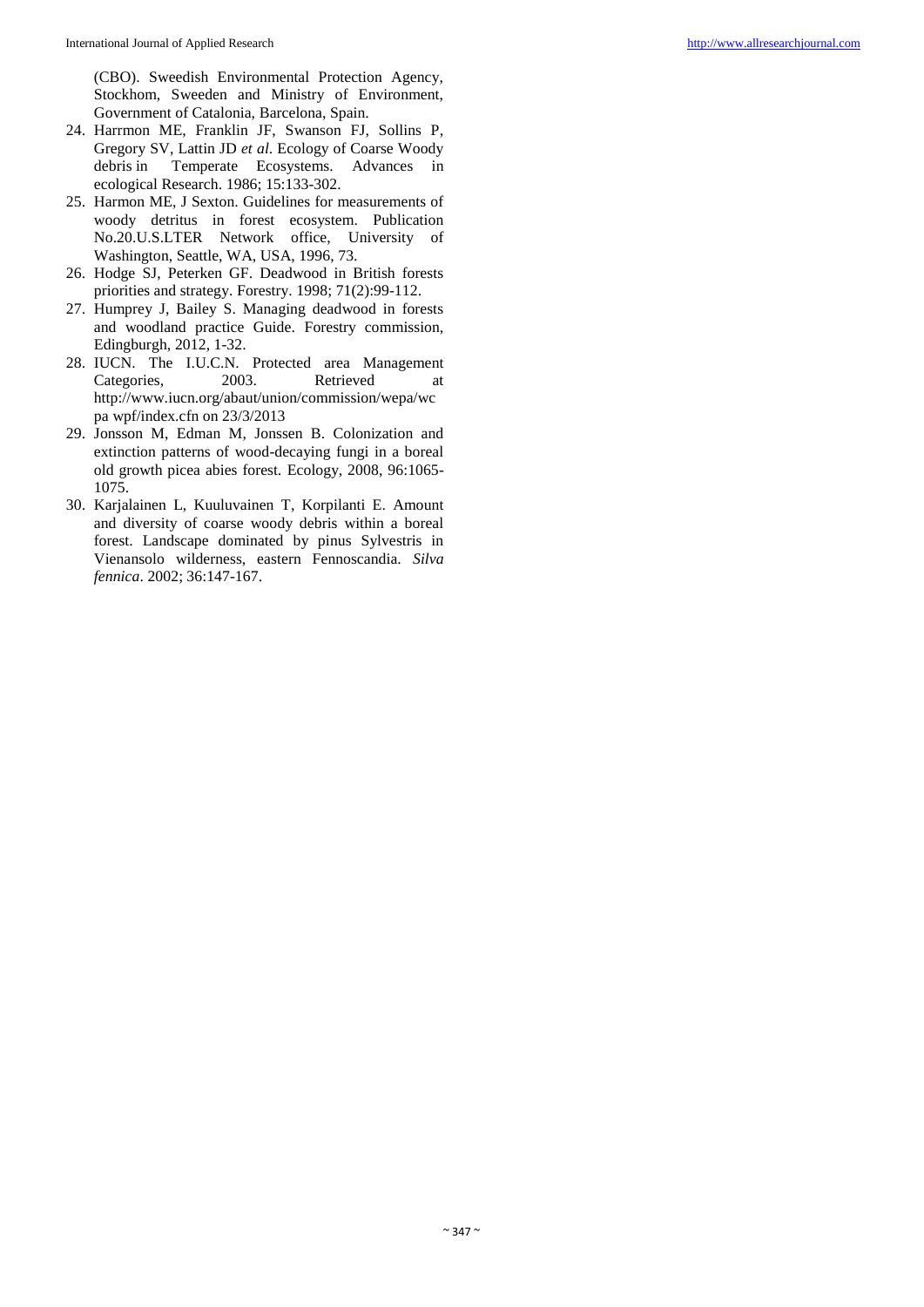(CBO). Sweedish Environmental Protection Agency, Stockhom, Sweeden and Ministry of Environment, Government of Catalonia, Barcelona, Spain.

24. Harrmon ME, Franklin JF, Swanson FJ, Sollins P, Gregory SV, Lattin JD *et al*. Ecology of Coarse Woody debris in Temperate Ecosystems. Advances in ecological Research. 1986; 15:133-302.
25. Harmon ME, J Sexton. Guidelines for measurements of woody detritus in forest ecosystem. Publication No.20.U.S.LTER Network office, University of Washington, Seattle, WA, USA, 1996, 73.
26. Hodge SJ, Peterken GF. Deadwood in British forests priorities and strategy. Forestry. 1998; 71(2):99-112.
27. Humprey J, Bailey S. Managing deadwood in forests and woodland practice Guide. Forestry commission, Edingburgh, 2012, 1-32.
28. IUCN. The I.U.C.N. Protected area Management Categories, 2003. Retrieved at http://www.iucn.org/abaut/union/commission/wepa/wcpa wpf/index.cfn on 23/3/2013
29. Jonsson M, Edman M, Jonssen B. Colonization and extinction patterns of wood-decaying fungi in a boreal old growth picea abies forest. Ecology, 2008, 96:1065-1075.
30. Karjalainen L, Kuuluvainen T, Korpilanti E. Amount and diversity of coarse woody debris within a boreal forest. Landscape dominated by pinus Sylvestris in Vienansolo wilderness, eastern Fennoscandia. *Silva fennica*. 2002; 36:147-167.